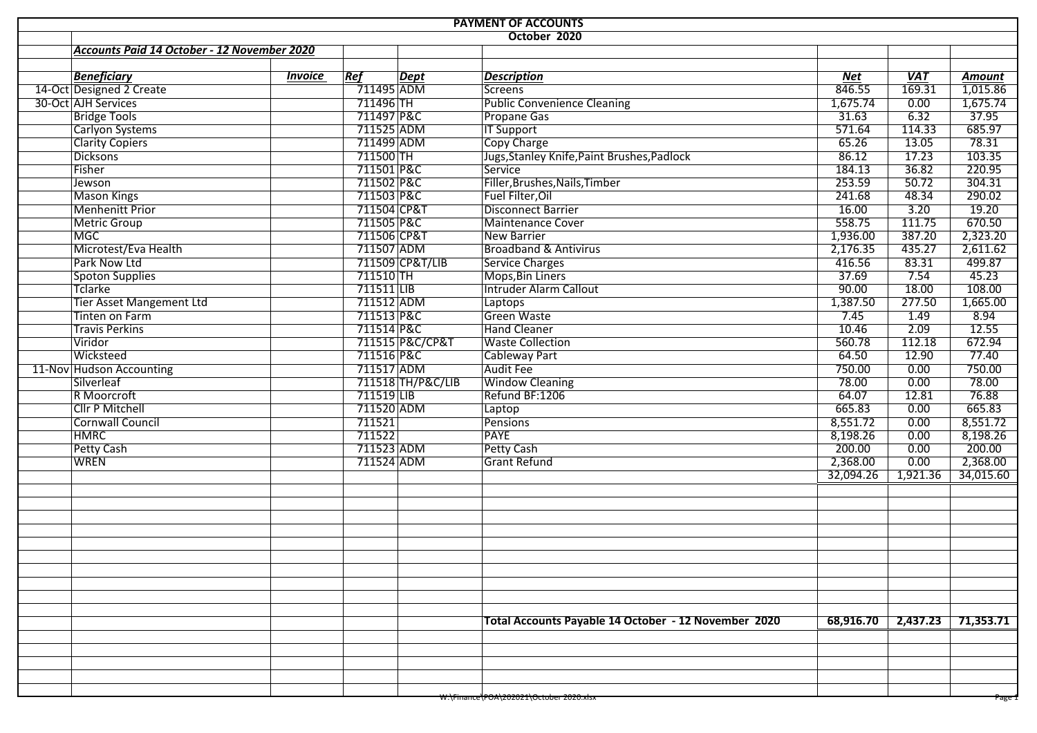# PAYMENT OF ACCOUNTS

## October 2020

***Accounts Paid 14 October - 12 November 2020***

| | ***Beneficiary*** | ***Invoice*** | ***Ref*** | ***Dept*** | ***Description*** | ***Net*** | ***VAT*** | ***Amount*** |
|---|---|---|---|---|---|---|---|---|
| 14-Oct | Designed 2 Create | | 711495 | ADM | Screens | 846.55 | 169.31 | 1,015.86 |
| 30-Oct | AJH Services | | 711496 | TH | Public Convenience Cleaning | 1,675.74 | 0.00 | 1,675.74 |
| | Bridge Tools | | 711497 | P&C | Propane Gas | 31.63 | 6.32 | 37.95 |
| | Carlyon Systems | | 711525 | ADM | IT Support | 571.64 | 114.33 | 685.97 |
| | Clarity Copiers | | 711499 | ADM | Copy Charge | 65.26 | 13.05 | 78.31 |
| | Dicksons | | 711500 | TH | Jugs,Stanley Knife,Paint Brushes,Padlock | 86.12 | 17.23 | 103.35 |
| | Fisher | | 711501 | P&C | Service | 184.13 | 36.82 | 220.95 |
| | Jewson | | 711502 | P&C | Filler,Brushes,Nails,Timber | 253.59 | 50.72 | 304.31 |
| | Mason Kings | | 711503 | P&C | Fuel Filter,Oil | 241.68 | 48.34 | 290.02 |
| | Menhenitt Prior | | 711504 | CP&T | Disconnect Barrier | 16.00 | 3.20 | 19.20 |
| | Metric Group | | 711505 | P&C | Maintenance Cover | 558.75 | 111.75 | 670.50 |
| | MGC | | 711506 | CP&T | New Barrier | 1,936.00 | 387.20 | 2,323.20 |
| | Microtest/Eva Health | | 711507 | ADM | Broadband & Antivirus | 2,176.35 | 435.27 | 2,611.62 |
| | Park Now Ltd | | 711509 | CP&T/LIB | Service Charges | 416.56 | 83.31 | 499.87 |
| | Spoton Supplies | | 711510 | TH | Mops,Bin Liners | 37.69 | 7.54 | 45.23 |
| | Tclarke | | 711511 | LIB | Intruder Alarm Callout | 90.00 | 18.00 | 108.00 |
| | Tier Asset Mangement Ltd | | 711512 | ADM | Laptops | 1,387.50 | 277.50 | 1,665.00 |
| | Tinten on Farm | | 711513 | P&C | Green Waste | 7.45 | 1.49 | 8.94 |
| | Travis Perkins | | 711514 | P&C | Hand Cleaner | 10.46 | 2.09 | 12.55 |
| | Viridor | | 711515 | P&C/CP&T | Waste Collection | 560.78 | 112.18 | 672.94 |
| | Wicksteed | | 711516 | P&C | Cableway Part | 64.50 | 12.90 | 77.40 |
| 11-Nov | Hudson Accounting | | 711517 | ADM | Audit Fee | 750.00 | 0.00 | 750.00 |
| | Silverleaf | | 711518 | TH/P&C/LIB | Window Cleaning | 78.00 | 0.00 | 78.00 |
| | R Moorcroft | | 711519 | LIB | Refund BF:1206 | 64.07 | 12.81 | 76.88 |
| | Cllr P Mitchell | | 711520 | ADM | Laptop | 665.83 | 0.00 | 665.83 |
| | Cornwall Council | | 711521 | | Pensions | 8,551.72 | 0.00 | 8,551.72 |
| | HMRC | | 711522 | | PAYE | 8,198.26 | 0.00 | 8,198.26 |
| | Petty Cash | | 711523 | ADM | Petty Cash | 200.00 | 0.00 | 200.00 |
| | WREN | | 711524 | ADM | Grant Refund | 2,368.00 | 0.00 | 2,368.00 |
| | | | | | | 32,094.26 | 1,921.36 | 34,015.60 |
| | | | | | **Total Accounts Payable 14 October - 12 November 2020** | **68,916.70** | **2,437.23** | **71,353.71** |

W:\Finance\POA\202021\October 2020.xlsx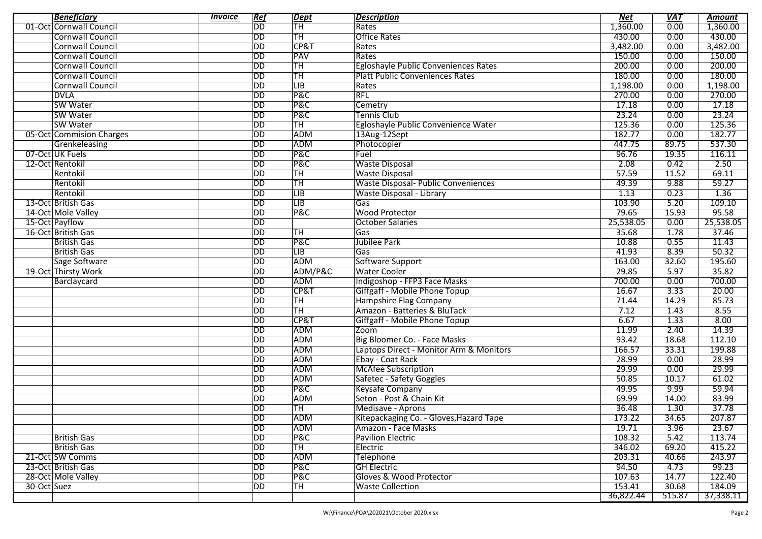| | Beneficiary | Invoice | Ref | Dept | Description | Net | VAT | Amount |
|---|---|---|---|---|---|---|---|---|
| 01-Oct | Cornwall Council | | DD | TH | Rates | 1,360.00 | 0.00 | 1,360.00 |
| | Cornwall Council | | DD | TH | Office Rates | 430.00 | 0.00 | 430.00 |
| | Cornwall Council | | DD | CP&T | Rates | 3,482.00 | 0.00 | 3,482.00 |
| | Cornwall Council | | DD | PAV | Rates | 150.00 | 0.00 | 150.00 |
| | Cornwall Council | | DD | TH | Egloshayle Public Conveniences Rates | 200.00 | 0.00 | 200.00 |
| | Cornwall Council | | DD | TH | Platt Public Conveniences Rates | 180.00 | 0.00 | 180.00 |
| | Cornwall Council | | DD | LIB | Rates | 1,198.00 | 0.00 | 1,198.00 |
| | DVLA | | DD | P&C | RFL | 270.00 | 0.00 | 270.00 |
| | SW Water | | DD | P&C | Cemetry | 17.18 | 0.00 | 17.18 |
| | SW Water | | DD | P&C | Tennis Club | 23.24 | 0.00 | 23.24 |
| | SW Water | | DD | TH | Egloshayle Public Convenience Water | 125.36 | 0.00 | 125.36 |
| 05-Oct | Commision Charges | | DD | ADM | 13Aug-12Sept | 182.77 | 0.00 | 182.77 |
| | Grenkeleasing | | DD | ADM | Photocopier | 447.75 | 89.75 | 537.30 |
| 07-Oct | UK Fuels | | DD | P&C | Fuel | 96.76 | 19.35 | 116.11 |
| 12-Oct | Rentokil | | DD | P&C | Waste Disposal | 2.08 | 0.42 | 2.50 |
| | Rentokil | | DD | TH | Waste Disposal | 57.59 | 11.52 | 69.11 |
| | Rentokil | | DD | TH | Waste Disposal- Public Conveniences | 49.39 | 9.88 | 59.27 |
| | Rentokil | | DD | LIB | Waste Disposal - Library | 1.13 | 0.23 | 1.36 |
| 13-Oct | British Gas | | DD | LIB | Gas | 103.90 | 5.20 | 109.10 |
| 14-Oct | Mole Valley | | DD | P&C | Wood Protector | 79.65 | 15.93 | 95.58 |
| 15-Oct | Payflow | | DD | | October Salaries | 25,538.05 | 0.00 | 25,538.05 |
| 16-Oct | British Gas | | DD | TH | Gas | 35.68 | 1.78 | 37.46 |
| | British Gas | | DD | P&C | Jubilee Park | 10.88 | 0.55 | 11.43 |
| | British Gas | | DD | LIB | Gas | 41.93 | 8.39 | 50.32 |
| | Sage Software | | DD | ADM | Software Support | 163.00 | 32.60 | 195.60 |
| 19-Oct | Thirsty Work | | DD | ADM/P&C | Water Cooler | 29.85 | 5.97 | 35.82 |
| | Barclaycard | | DD | ADM | Indigoshop - FFP3 Face Masks | 700.00 | 0.00 | 700.00 |
| | | | DD | CP&T | Giffgaff - Mobile Phone Topup | 16.67 | 3.33 | 20.00 |
| | | | DD | TH | Hampshire Flag Company | 71.44 | 14.29 | 85.73 |
| | | | DD | TH | Amazon - Batteries & BluTack | 7.12 | 1.43 | 8.55 |
| | | | DD | CP&T | Giffgaff - Mobile Phone Topup | 6.67 | 1.33 | 8.00 |
| | | | DD | ADM | Zoom | 11.99 | 2.40 | 14.39 |
| | | | DD | ADM | Big Bloomer Co. - Face Masks | 93.42 | 18.68 | 112.10 |
| | | | DD | ADM | Laptops Direct - Monitor Arm & Monitors | 166.57 | 33.31 | 199.88 |
| | | | DD | ADM | Ebay - Coat Rack | 28.99 | 0.00 | 28.99 |
| | | | DD | ADM | McAfee Subscription | 29.99 | 0.00 | 29.99 |
| | | | DD | ADM | Safetec - Safety Goggles | 50.85 | 10.17 | 61.02 |
| | | | DD | P&C | Keysafe Company | 49.95 | 9.99 | 59.94 |
| | | | DD | ADM | Seton - Post & Chain Kit | 69.99 | 14.00 | 83.99 |
| | | | DD | TH | Medisave - Aprons | 36.48 | 1.30 | 37.78 |
| | | | DD | ADM | Kitepackaging Co. - Gloves,Hazard Tape | 173.22 | 34.65 | 207.87 |
| | | | DD | ADM | Amazon - Face Masks | 19.71 | 3.96 | 23.67 |
| | British Gas | | DD | P&C | Pavilion Electric | 108.32 | 5.42 | 113.74 |
| | British Gas | | DD | TH | Electric | 346.02 | 69.20 | 415.22 |
| 21-Oct | SW Comms | | DD | ADM | Telephone | 203.31 | 40.66 | 243.97 |
| 23-Oct | British Gas | | DD | P&C | GH Electric | 94.50 | 4.73 | 99.23 |
| 28-Oct | Mole Valley | | DD | P&C | Gloves & Wood Protector | 107.63 | 14.77 | 122.40 |
| 30-Oct | Suez | | DD | TH | Waste Collection | 153.41 | 30.68 | 184.09 |
| | | | | | | 36,822.44 | 515.87 | 37,338.11 |

W:\Finance\POA\202021\October 2020.xlsx